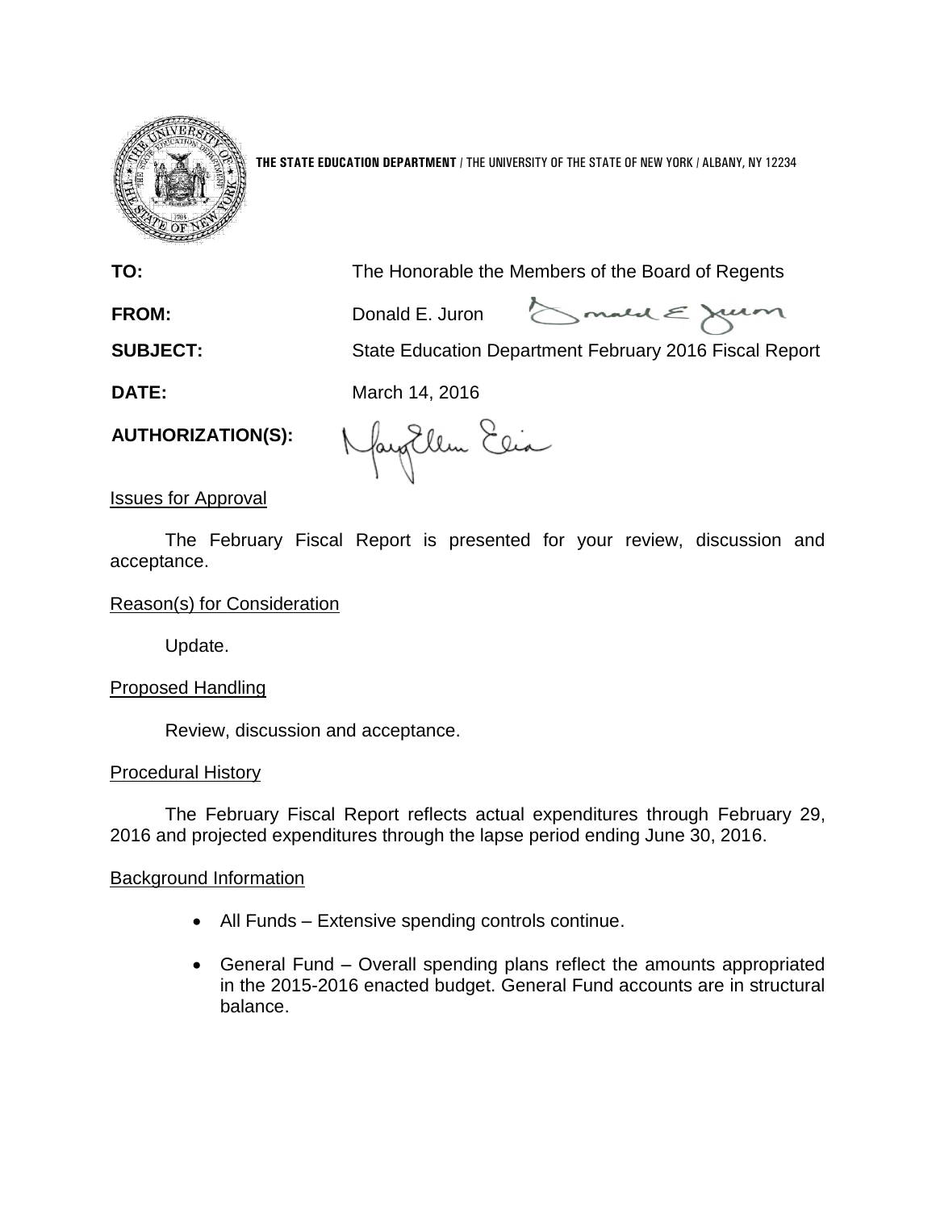**THE STATE EDUCATION DEPARTMENT** / THE UNIVERSITY OF THE STATE OF NEW YORK / ALBANY, NY 12234

**TO:** The Honorable the Members of the Board of Regents

**FROM:** Donald E. Juron

**SUBJECT:** State Education Department February 2016 Fiscal Report

**DATE:** March 14, 2016

**AUTHORIZATION(S):**

Issues for Approval

The February Fiscal Report is presented for your review, discussion and acceptance.

Reason(s) for Consideration

Update.

Proposed Handling

Review, discussion and acceptance.

Procedural History

The February Fiscal Report reflects actual expenditures through February 29, 2016 and projected expenditures through the lapse period ending June 30, 2016.

Background Information

- All Funds – Extensive spending controls continue.
- General Fund – Overall spending plans reflect the amounts appropriated in the 2015-2016 enacted budget. General Fund accounts are in structural balance.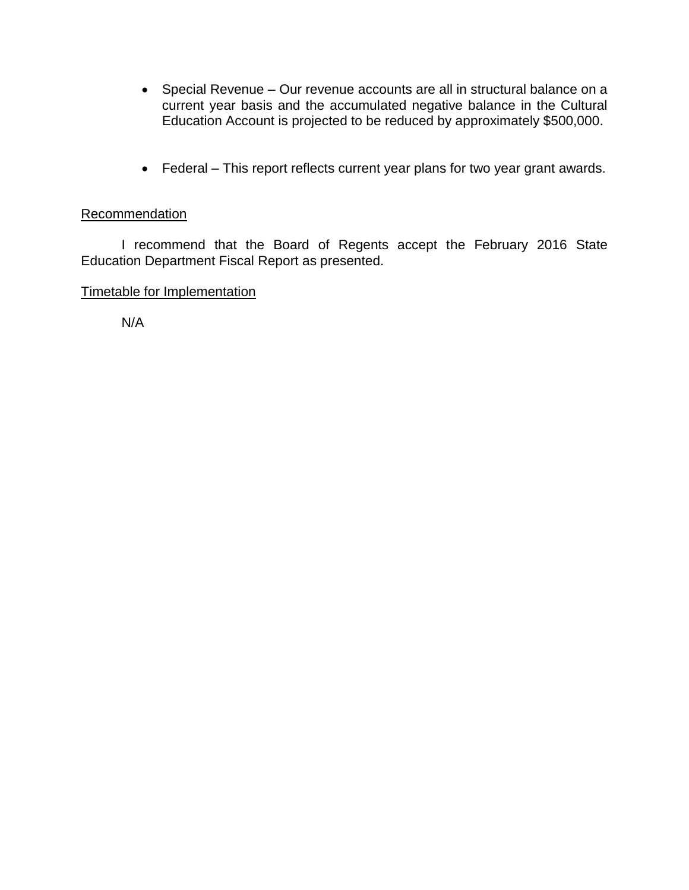- Special Revenue – Our revenue accounts are all in structural balance on a current year basis and the accumulated negative balance in the Cultural Education Account is projected to be reduced by approximately $500,000.

- Federal – This report reflects current year plans for two year grant awards.

<u>Recommendation</u>

I recommend that the Board of Regents accept the February 2016 State Education Department Fiscal Report as presented.

<u>Timetable for Implementation</u>

N/A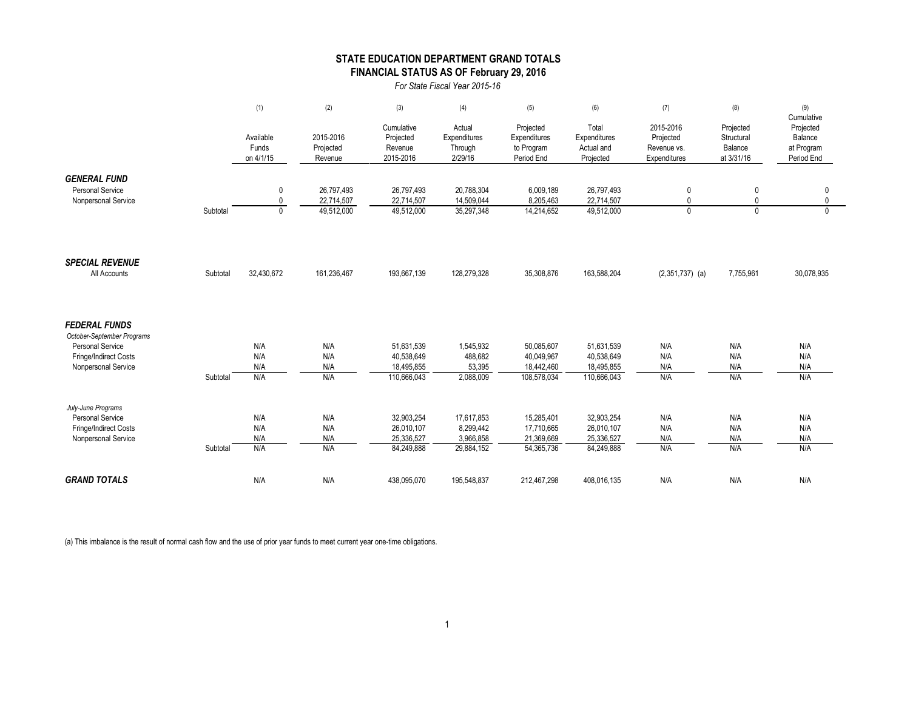# STATE EDUCATION DEPARTMENT GRAND TOTALS

## FINANCIAL STATUS AS OF February 29, 2016

*For State Fiscal Year 2015-16*

| | | (1) | (2) | (3) | (4) | (5) | (6) | (7) | (8) | (9) |
|---|---|---|---|---|---|---|---|---|---|---|
| | | Available Funds on 4/1/15 | 2015-2016 Projected Revenue | Cumulative Projected Revenue 2015-2016 | Actual Expenditures Through 2/29/16 | Projected Expenditures to Program Period End | Total Expenditures Actual and Projected | 2015-2016 Projected Revenue vs. Expenditures | Projected Structural Balance at 3/31/16 | Cumulative Projected Balance at Program Period End |
| ***GENERAL FUND*** | | | | | | | | | | |
| Personal Service | | 0 | 26,797,493 | 26,797,493 | 20,788,304 | 6,009,189 | 26,797,493 | 0 | 0 | 0 |
| Nonpersonal Service | | 0 | 22,714,507 | 22,714,507 | 14,509,044 | 8,205,463 | 22,714,507 | 0 | 0 | 0 |
| | Subtotal | 0 | 49,512,000 | 49,512,000 | 35,297,348 | 14,214,652 | 49,512,000 | 0 | 0 | 0 |
| ***SPECIAL REVENUE*** | | | | | | | | | | |
| All Accounts | Subtotal | 32,430,672 | 161,236,467 | 193,667,139 | 128,279,328 | 35,308,876 | 163,588,204 | (2,351,737) (a) | 7,755,961 | 30,078,935 |
| ***FEDERAL FUNDS*** | | | | | | | | | | |
| *October-September Programs* | | | | | | | | | | |
| Personal Service | | N/A | N/A | 51,631,539 | 1,545,932 | 50,085,607 | 51,631,539 | N/A | N/A | N/A |
| Fringe/Indirect Costs | | N/A | N/A | 40,538,649 | 488,682 | 40,049,967 | 40,538,649 | N/A | N/A | N/A |
| Nonpersonal Service | | N/A | N/A | 18,495,855 | 53,395 | 18,442,460 | 18,495,855 | N/A | N/A | N/A |
| | Subtotal | N/A | N/A | 110,666,043 | 2,088,009 | 108,578,034 | 110,666,043 | N/A | N/A | N/A |
| *July-June Programs* | | | | | | | | | | |
| Personal Service | | N/A | N/A | 32,903,254 | 17,617,853 | 15,285,401 | 32,903,254 | N/A | N/A | N/A |
| Fringe/Indirect Costs | | N/A | N/A | 26,010,107 | 8,299,442 | 17,710,665 | 26,010,107 | N/A | N/A | N/A |
| Nonpersonal Service | | N/A | N/A | 25,336,527 | 3,966,858 | 21,369,669 | 25,336,527 | N/A | N/A | N/A |
| | Subtotal | N/A | N/A | 84,249,888 | 29,884,152 | 54,365,736 | 84,249,888 | N/A | N/A | N/A |
| ***GRAND TOTALS*** | | N/A | N/A | 438,095,070 | 195,548,837 | 212,467,298 | 408,016,135 | N/A | N/A | N/A |

(a) This imbalance is the result of normal cash flow and the use of prior year funds to meet current year one-time obligations.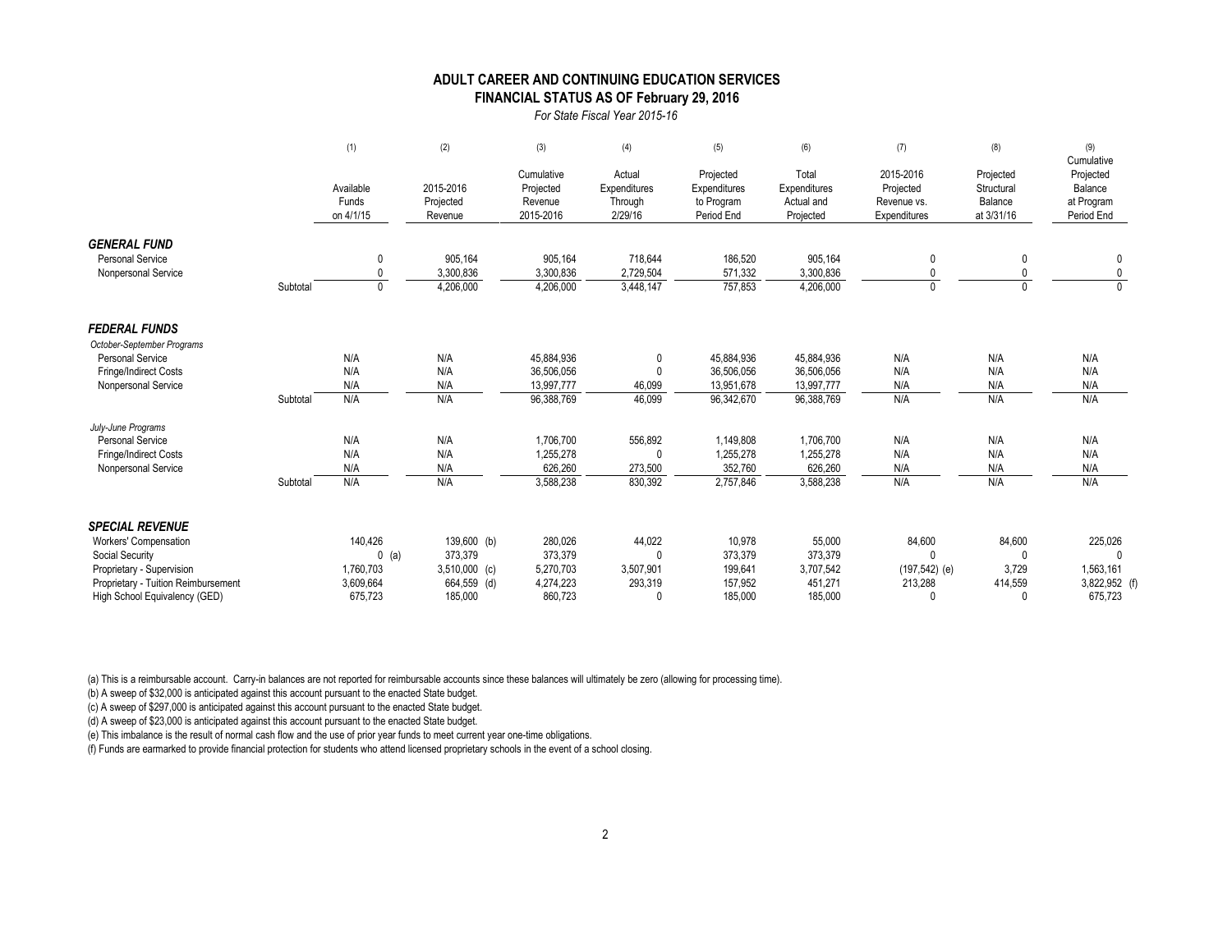# ADULT CAREER AND CONTINUING EDUCATION SERVICES

## FINANCIAL STATUS AS OF February 29, 2016

*For State Fiscal Year 2015-16*

| | | (1) Available Funds on 4/1/15 | (2) 2015-2016 Projected Revenue | (3) Cumulative Projected Revenue 2015-2016 | (4) Actual Expenditures Through 2/29/16 | (5) Projected Expenditures to Program Period End | (6) Total Expenditures Actual and Projected | (7) 2015-2016 Projected Revenue vs. Expenditures | (8) Projected Structural Balance at 3/31/16 | (9) Cumulative Projected Balance at Program Period End |
|---|---|---|---|---|---|---|---|---|---|---|
| ***GENERAL FUND*** | | | | | | | | | | |
| Personal Service | | 0 | 905,164 | 905,164 | 718,644 | 186,520 | 905,164 | 0 | 0 | 0 |
| Nonpersonal Service | | 0 | 3,300,836 | 3,300,836 | 2,729,504 | 571,332 | 3,300,836 | 0 | 0 | 0 |
| | Subtotal | 0 | 4,206,000 | 4,206,000 | 3,448,147 | 757,853 | 4,206,000 | 0 | 0 | 0 |
| ***FEDERAL FUNDS*** | | | | | | | | | | |
| *October-September Programs* | | | | | | | | | | |
| Personal Service | | N/A | N/A | 45,884,936 | 0 | 45,884,936 | 45,884,936 | N/A | N/A | N/A |
| Fringe/Indirect Costs | | N/A | N/A | 36,506,056 | 0 | 36,506,056 | 36,506,056 | N/A | N/A | N/A |
| Nonpersonal Service | | N/A | N/A | 13,997,777 | 46,099 | 13,951,678 | 13,997,777 | N/A | N/A | N/A |
| | Subtotal | N/A | N/A | 96,388,769 | 46,099 | 96,342,670 | 96,388,769 | N/A | N/A | N/A |
| *July-June Programs* | | | | | | | | | | |
| Personal Service | | N/A | N/A | 1,706,700 | 556,892 | 1,149,808 | 1,706,700 | N/A | N/A | N/A |
| Fringe/Indirect Costs | | N/A | N/A | 1,255,278 | 0 | 1,255,278 | 1,255,278 | N/A | N/A | N/A |
| Nonpersonal Service | | N/A | N/A | 626,260 | 273,500 | 352,760 | 626,260 | N/A | N/A | N/A |
| | Subtotal | N/A | N/A | 3,588,238 | 830,392 | 2,757,846 | 3,588,238 | N/A | N/A | N/A |
| ***SPECIAL REVENUE*** | | | | | | | | | | |
| Workers' Compensation | | 140,426 | 139,600 (b) | 280,026 | 44,022 | 10,978 | 55,000 | 84,600 | 84,600 | 225,026 |
| Social Security | | 0 (a) | 373,379 | 373,379 | 0 | 373,379 | 373,379 | 0 | 0 | 0 |
| Proprietary - Supervision | | 1,760,703 | 3,510,000 (c) | 5,270,703 | 3,507,901 | 199,641 | 3,707,542 | (197,542) (e) | 3,729 | 1,563,161 |
| Proprietary - Tuition Reimbursement | | 3,609,664 | 664,559 (d) | 4,274,223 | 293,319 | 157,952 | 451,271 | 213,288 | 414,559 | 3,822,952 (f) |
| High School Equivalency (GED) | | 675,723 | 185,000 | 860,723 | 0 | 185,000 | 185,000 | 0 | 0 | 675,723 |

(a) This is a reimbursable account. Carry-in balances are not reported for reimbursable accounts since these balances will ultimately be zero (allowing for processing time).

(b) A sweep of $32,000 is anticipated against this account pursuant to the enacted State budget.

(c) A sweep of $297,000 is anticipated against this account pursuant to the enacted State budget.

(d) A sweep of $23,000 is anticipated against this account pursuant to the enacted State budget.

(e) This imbalance is the result of normal cash flow and the use of prior year funds to meet current year one-time obligations.

(f) Funds are earmarked to provide financial protection for students who attend licensed proprietary schools in the event of a school closing.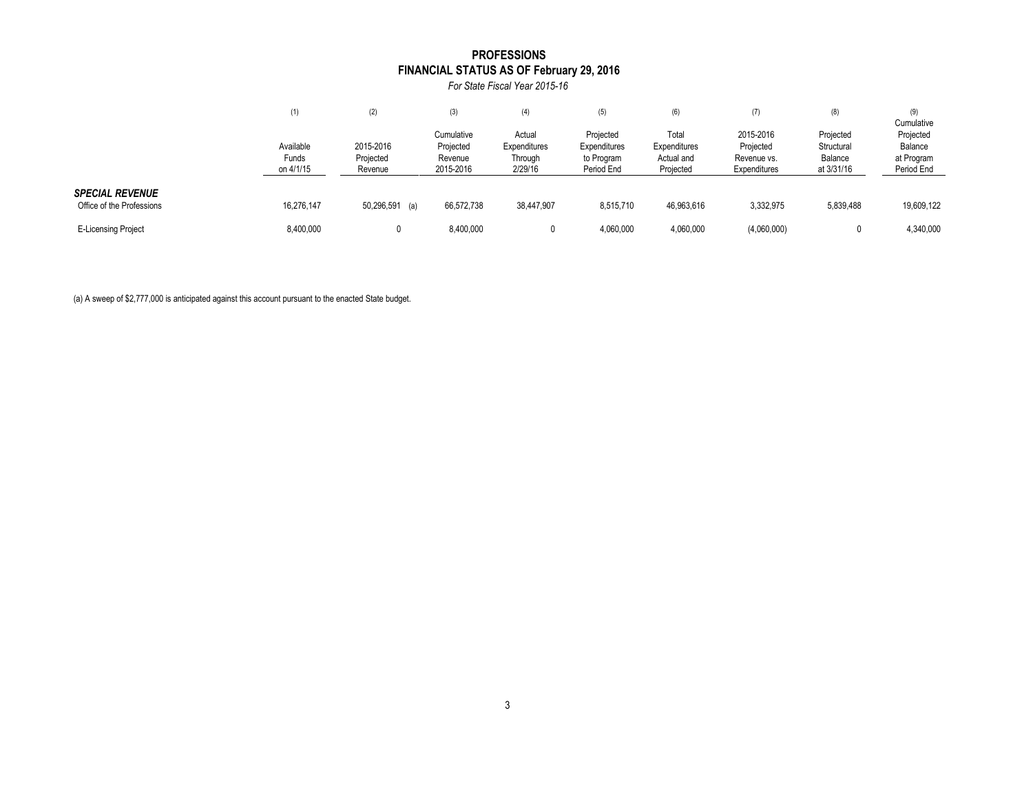# PROFESSIONS
## FINANCIAL STATUS AS OF February 29, 2016
*For State Fiscal Year 2015-16*

| | (1) Available Funds on 4/1/15 | (2) 2015-2016 Projected Revenue | (3) Cumulative Projected Revenue 2015-2016 | (4) Actual Expenditures Through 2/29/16 | (5) Projected Expenditures to Program Period End | (6) Total Expenditures Actual and Projected | (7) 2015-2016 Projected Revenue vs. Expenditures | (8) Projected Structural Balance at 3/31/16 | (9) Cumulative Projected Balance at Program Period End |
|---|---|---|---|---|---|---|---|---|---|
| ***SPECIAL REVENUE*** | | | | | | | | | |
| Office of the Professions | 16,276,147 | 50,296,591 (a) | 66,572,738 | 38,447,907 | 8,515,710 | 46,963,616 | 3,332,975 | 5,839,488 | 19,609,122 |
| E-Licensing Project | 8,400,000 | 0 | 8,400,000 | 0 | 4,060,000 | 4,060,000 | (4,060,000) | 0 | 4,340,000 |

(a) A sweep of $2,777,000 is anticipated against this account pursuant to the enacted State budget.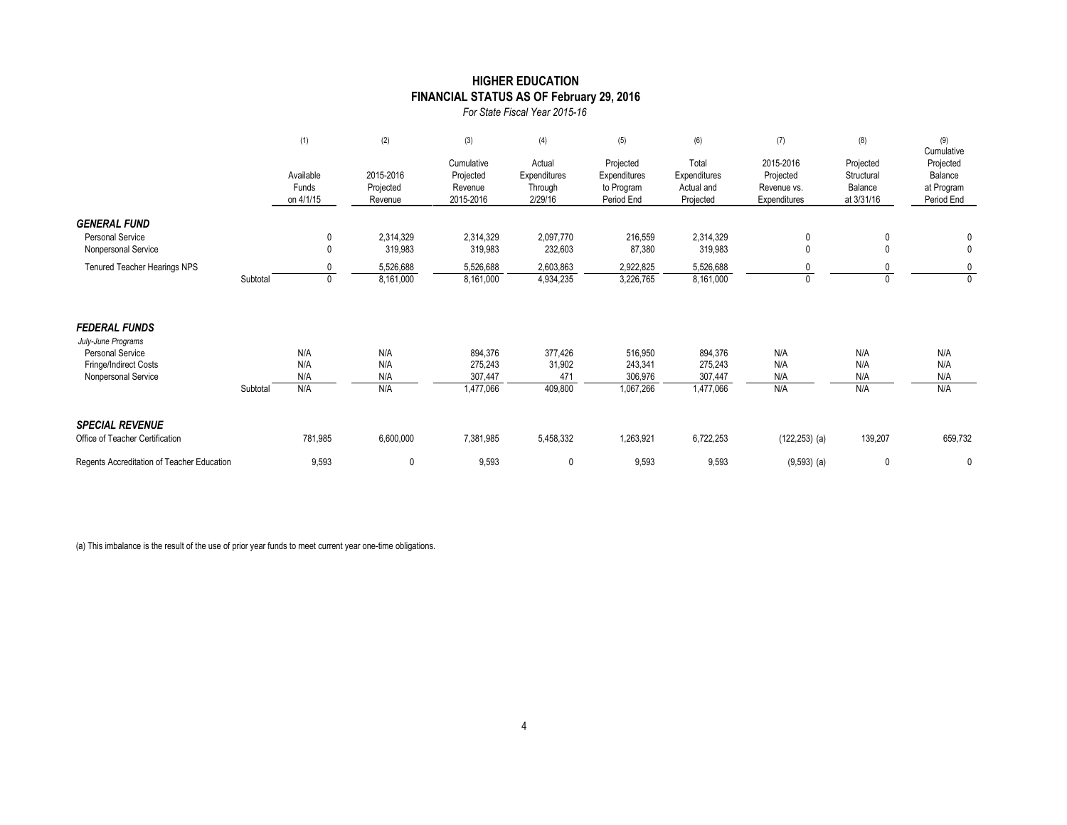# HIGHER EDUCATION
## FINANCIAL STATUS AS OF February 29, 2016
*For State Fiscal Year 2015-16*

| | (1) Available Funds on 4/1/15 | (2) 2015-2016 Projected Revenue | (3) Cumulative Projected Revenue 2015-2016 | (4) Actual Expenditures Through 2/29/16 | (5) Projected Expenditures to Program Period End | (6) Total Expenditures Actual and Projected | (7) 2015-2016 Projected Revenue vs. Expenditures | (8) Projected Structural Balance at 3/31/16 | (9) Cumulative Projected Balance at Program Period End |
|---|---|---|---|---|---|---|---|---|---|
| ***GENERAL FUND*** | | | | | | | | | |
| Personal Service | 0 | 2,314,329 | 2,314,329 | 2,097,770 | 216,559 | 2,314,329 | 0 | 0 | 0 |
| Nonpersonal Service | 0 | 319,983 | 319,983 | 232,603 | 87,380 | 319,983 | 0 | 0 | 0 |
| Tenured Teacher Hearings NPS | 0 | 5,526,688 | 5,526,688 | 2,603,863 | 2,922,825 | 5,526,688 | 0 | 0 | 0 |
| Subtotal | 0 | 8,161,000 | 8,161,000 | 4,934,235 | 3,226,765 | 8,161,000 | 0 | 0 | 0 |
| ***FEDERAL FUNDS*** | | | | | | | | | |
| *July-June Programs* | | | | | | | | | |
| Personal Service | N/A | N/A | 894,376 | 377,426 | 516,950 | 894,376 | N/A | N/A | N/A |
| Fringe/Indirect Costs | N/A | N/A | 275,243 | 31,902 | 243,341 | 275,243 | N/A | N/A | N/A |
| Nonpersonal Service | N/A | N/A | 307,447 | 471 | 306,976 | 307,447 | N/A | N/A | N/A |
| Subtotal | N/A | N/A | 1,477,066 | 409,800 | 1,067,266 | 1,477,066 | N/A | N/A | N/A |
| ***SPECIAL REVENUE*** | | | | | | | | | |
| Office of Teacher Certification | 781,985 | 6,600,000 | 7,381,985 | 5,458,332 | 1,263,921 | 6,722,253 | (122,253) (a) | 139,207 | 659,732 |
| Regents Accreditation of Teacher Education | 9,593 | 0 | 9,593 | 0 | 9,593 | 9,593 | (9,593) (a) | 0 | 0 |

(a) This imbalance is the result of the use of prior year funds to meet current year one-time obligations.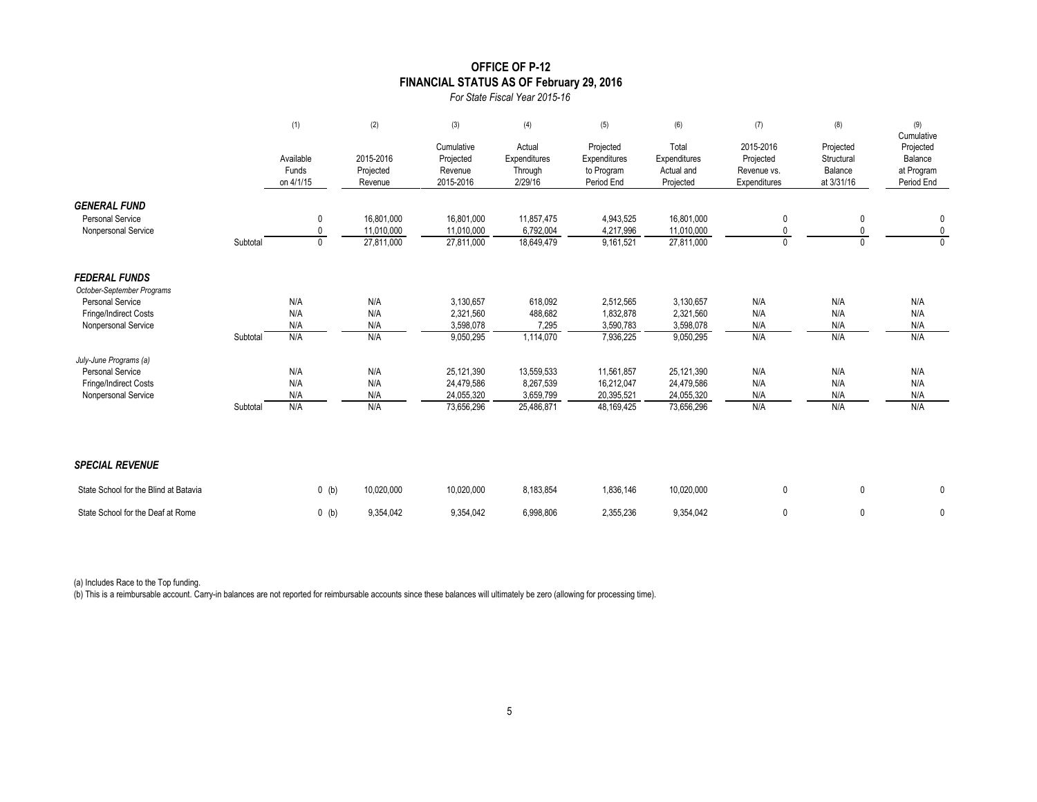# OFFICE OF P-12
## FINANCIAL STATUS AS OF February 29, 2016
*For State Fiscal Year 2015-16*

| | | (1) Available Funds on 4/1/15 | (2) 2015-2016 Projected Revenue | (3) Cumulative Projected Revenue 2015-2016 | (4) Actual Expenditures Through 2/29/16 | (5) Projected Expenditures to Program Period End | (6) Total Expenditures Actual and Projected | (7) 2015-2016 Projected Revenue vs. Expenditures | (8) Projected Structural Balance at 3/31/16 | (9) Cumulative Projected Balance at Program Period End |
|---|---|---|---|---|---|---|---|---|---|---|
| ***GENERAL FUND*** | | | | | | | | | | |
| Personal Service | | 0 | 16,801,000 | 16,801,000 | 11,857,475 | 4,943,525 | 16,801,000 | 0 | 0 | 0 |
| Nonpersonal Service | | 0 | 11,010,000 | 11,010,000 | 6,792,004 | 4,217,996 | 11,010,000 | 0 | 0 | 0 |
| | Subtotal | 0 | 27,811,000 | 27,811,000 | 18,649,479 | 9,161,521 | 27,811,000 | 0 | 0 | 0 |
| ***FEDERAL FUNDS*** | | | | | | | | | | |
| *October-September Programs* | | | | | | | | | | |
| Personal Service | | N/A | N/A | 3,130,657 | 618,092 | 2,512,565 | 3,130,657 | N/A | N/A | N/A |
| Fringe/Indirect Costs | | N/A | N/A | 2,321,560 | 488,682 | 1,832,878 | 2,321,560 | N/A | N/A | N/A |
| Nonpersonal Service | | N/A | N/A | 3,598,078 | 7,295 | 3,590,783 | 3,598,078 | N/A | N/A | N/A |
| | Subtotal | N/A | N/A | 9,050,295 | 1,114,070 | 7,936,225 | 9,050,295 | N/A | N/A | N/A |
| *July-June Programs (a)* | | | | | | | | | | |
| Personal Service | | N/A | N/A | 25,121,390 | 13,559,533 | 11,561,857 | 25,121,390 | N/A | N/A | N/A |
| Fringe/Indirect Costs | | N/A | N/A | 24,479,586 | 8,267,539 | 16,212,047 | 24,479,586 | N/A | N/A | N/A |
| Nonpersonal Service | | N/A | N/A | 24,055,320 | 3,659,799 | 20,395,521 | 24,055,320 | N/A | N/A | N/A |
| | Subtotal | N/A | N/A | 73,656,296 | 25,486,871 | 48,169,425 | 73,656,296 | N/A | N/A | N/A |
| ***SPECIAL REVENUE*** | | | | | | | | | | |
| State School for the Blind at Batavia | | 0 (b) | 10,020,000 | 10,020,000 | 8,183,854 | 1,836,146 | 10,020,000 | 0 | 0 | 0 |
| State School for the Deaf at Rome | | 0 (b) | 9,354,042 | 9,354,042 | 6,998,806 | 2,355,236 | 9,354,042 | 0 | 0 | 0 |

(a) Includes Race to the Top funding.

(b) This is a reimbursable account. Carry-in balances are not reported for reimbursable accounts since these balances will ultimately be zero (allowing for processing time).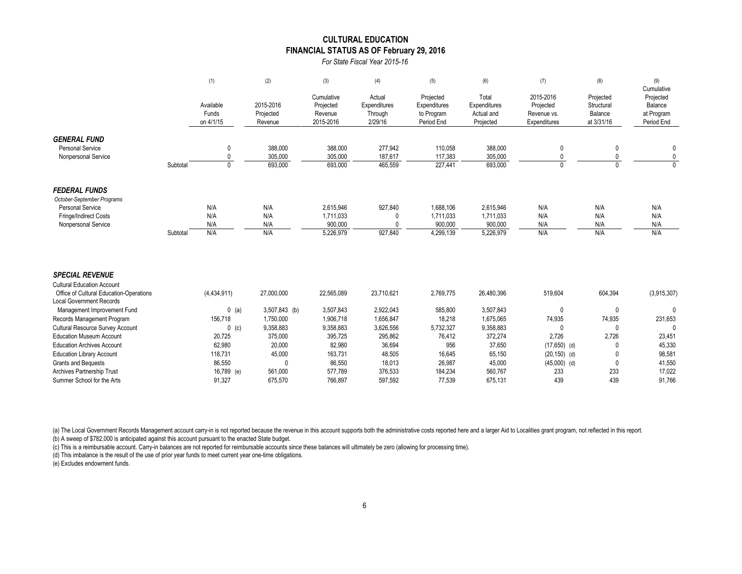# CULTURAL EDUCATION
## FINANCIAL STATUS AS OF February 29, 2016
*For State Fiscal Year 2015-16*

| | (1) Available Funds on 4/1/15 | (2) 2015-2016 Projected Revenue | (3) Cumulative Projected Revenue 2015-2016 | (4) Actual Expenditures Through 2/29/16 | (5) Projected Expenditures to Program Period End | (6) Total Expenditures Actual and Projected | (7) 2015-2016 Projected Revenue vs. Expenditures | (8) Projected Structural Balance at 3/31/16 | (9) Cumulative Projected Balance at Program Period End |
|---|---|---|---|---|---|---|---|---|---|
| ***GENERAL FUND*** | | | | | | | | | |
| Personal Service | 0 | 388,000 | 388,000 | 277,942 | 110,058 | 388,000 | 0 | 0 | 0 |
| Nonpersonal Service | 0 | 305,000 | 305,000 | 187,617 | 117,383 | 305,000 | 0 | 0 | 0 |
| Subtotal | 0 | 693,000 | 693,000 | 465,559 | 227,441 | 693,000 | 0 | 0 | 0 |
| ***FEDERAL FUNDS*** | | | | | | | | | |
| *October-September Programs* | | | | | | | | | |
| Personal Service | N/A | N/A | 2,615,946 | 927,840 | 1,688,106 | 2,615,946 | N/A | N/A | N/A |
| Fringe/Indirect Costs | N/A | N/A | 1,711,033 | 0 | 1,711,033 | 1,711,033 | N/A | N/A | N/A |
| Nonpersonal Service | N/A | N/A | 900,000 | 0 | 900,000 | 900,000 | N/A | N/A | N/A |
| Subtotal | N/A | N/A | 5,226,979 | 927,840 | 4,299,139 | 5,226,979 | N/A | N/A | N/A |
| ***SPECIAL REVENUE*** | | | | | | | | | |
| Cultural Education Account | | | | | | | | | |
| Office of Cultural Education-Operations | (4,434,911) | 27,000,000 | 22,565,089 | 23,710,621 | 2,769,775 | 26,480,396 | 519,604 | 604,394 | (3,915,307) |
| Local Government Records Management Improvement Fund | 0 (a) | 3,507,843 (b) | 3,507,843 | 2,922,043 | 585,800 | 3,507,843 | 0 | 0 | 0 |
| Records Management Program | 156,718 | 1,750,000 | 1,906,718 | 1,656,847 | 18,218 | 1,675,065 | 74,935 | 74,935 | 231,653 |
| Cultural Resource Survey Account | 0 (c) | 9,358,883 | 9,358,883 | 3,626,556 | 5,732,327 | 9,358,883 | 0 | 0 | 0 |
| Education Museum Account | 20,725 | 375,000 | 395,725 | 295,862 | 76,412 | 372,274 | 2,726 | 2,726 | 23,451 |
| Education Archives Account | 62,980 | 20,000 | 82,980 | 36,694 | 956 | 37,650 | (17,650) (d) | 0 | 45,330 |
| Education Library Account | 118,731 | 45,000 | 163,731 | 48,505 | 16,645 | 65,150 | (20,150) (d) | 0 | 98,581 |
| Grants and Bequests | 86,550 | 0 | 86,550 | 18,013 | 26,987 | 45,000 | (45,000) (d) | 0 | 41,550 |
| Archives Partnership Trust | 16,789 (e) | 561,000 | 577,789 | 376,533 | 184,234 | 560,767 | 233 | 233 | 17,022 |
| Summer School for the Arts | 91,327 | 675,570 | 766,897 | 597,592 | 77,539 | 675,131 | 439 | 439 | 91,766 |

(a) The Local Government Records Management account carry-in is not reported because the revenue in this account supports both the administrative costs reported here and a larger Aid to Localities grant program, not reflected in this report.
(b) A sweep of $782,000 is anticipated against this account pursuant to the enacted State budget.
(c) This is a reimbursable account. Carry-in balances are not reported for reimbursable accounts since these balances will ultimately be zero (allowing for processing time).
(d) This imbalance is the result of the use of prior year funds to meet current year one-time obligations.
(e) Excludes endowment funds.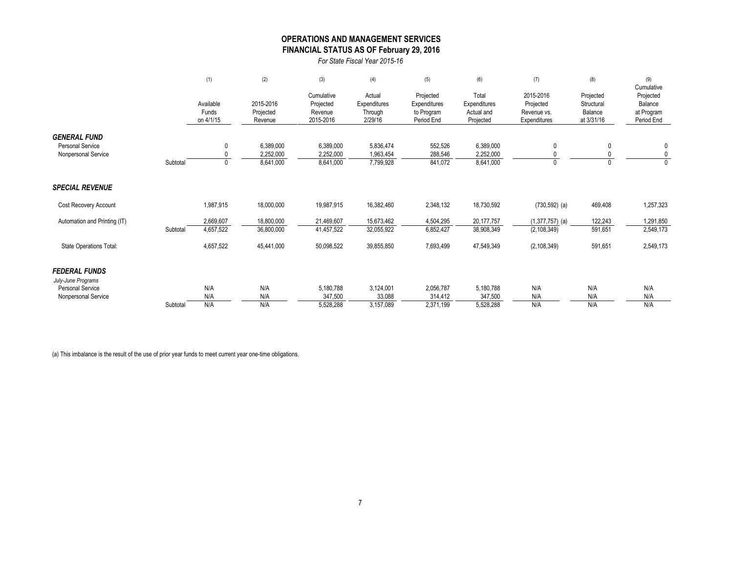# OPERATIONS AND MANAGEMENT SERVICES
## FINANCIAL STATUS AS OF February 29, 2016

*For State Fiscal Year 2015-16*

| | | (1) Available Funds on 4/1/15 | (2) 2015-2016 Projected Revenue | (3) Cumulative Projected Revenue 2015-2016 | (4) Actual Expenditures Through 2/29/16 | (5) Projected Expenditures to Program Period End | (6) Total Expenditures Actual and Projected | (7) 2015-2016 Projected Revenue vs. Expenditures | (8) Projected Structural Balance at 3/31/16 | (9) Cumulative Projected Balance at Program Period End |
|---|---|---|---|---|---|---|---|---|---|---|
| ***GENERAL FUND*** | | | | | | | | | | |
| Personal Service | | 0 | 6,389,000 | 6,389,000 | 5,836,474 | 552,526 | 6,389,000 | 0 | 0 | 0 |
| Nonpersonal Service | | 0 | 2,252,000 | 2,252,000 | 1,963,454 | 288,546 | 2,252,000 | 0 | 0 | 0 |
| | Subtotal | 0 | 8,641,000 | 8,641,000 | 7,799,928 | 841,072 | 8,641,000 | 0 | 0 | 0 |
| ***SPECIAL REVENUE*** | | | | | | | | | | |
| Cost Recovery Account | | 1,987,915 | 18,000,000 | 19,987,915 | 16,382,460 | 2,348,132 | 18,730,592 | (730,592) (a) | 469,408 | 1,257,323 |
| Automation and Printing (IT) | | 2,669,607 | 18,800,000 | 21,469,607 | 15,673,462 | 4,504,295 | 20,177,757 | (1,377,757) (a) | 122,243 | 1,291,850 |
| | Subtotal | 4,657,522 | 36,800,000 | 41,457,522 | 32,055,922 | 6,852,427 | 38,908,349 | (2,108,349) | 591,651 | 2,549,173 |
| State Operations Total: | | 4,657,522 | 45,441,000 | 50,098,522 | 39,855,850 | 7,693,499 | 47,549,349 | (2,108,349) | 591,651 | 2,549,173 |
| ***FEDERAL FUNDS*** | | | | | | | | | | |
| *July-June Programs* | | | | | | | | | | |
| Personal Service | | N/A | N/A | 5,180,788 | 3,124,001 | 2,056,787 | 5,180,788 | N/A | N/A | N/A |
| Nonpersonal Service | | N/A | N/A | 347,500 | 33,088 | 314,412 | 347,500 | N/A | N/A | N/A |
| | Subtotal | N/A | N/A | 5,528,288 | 3,157,089 | 2,371,199 | 5,528,288 | N/A | N/A | N/A |

(a) This imbalance is the result of the use of prior year funds to meet current year one-time obligations.